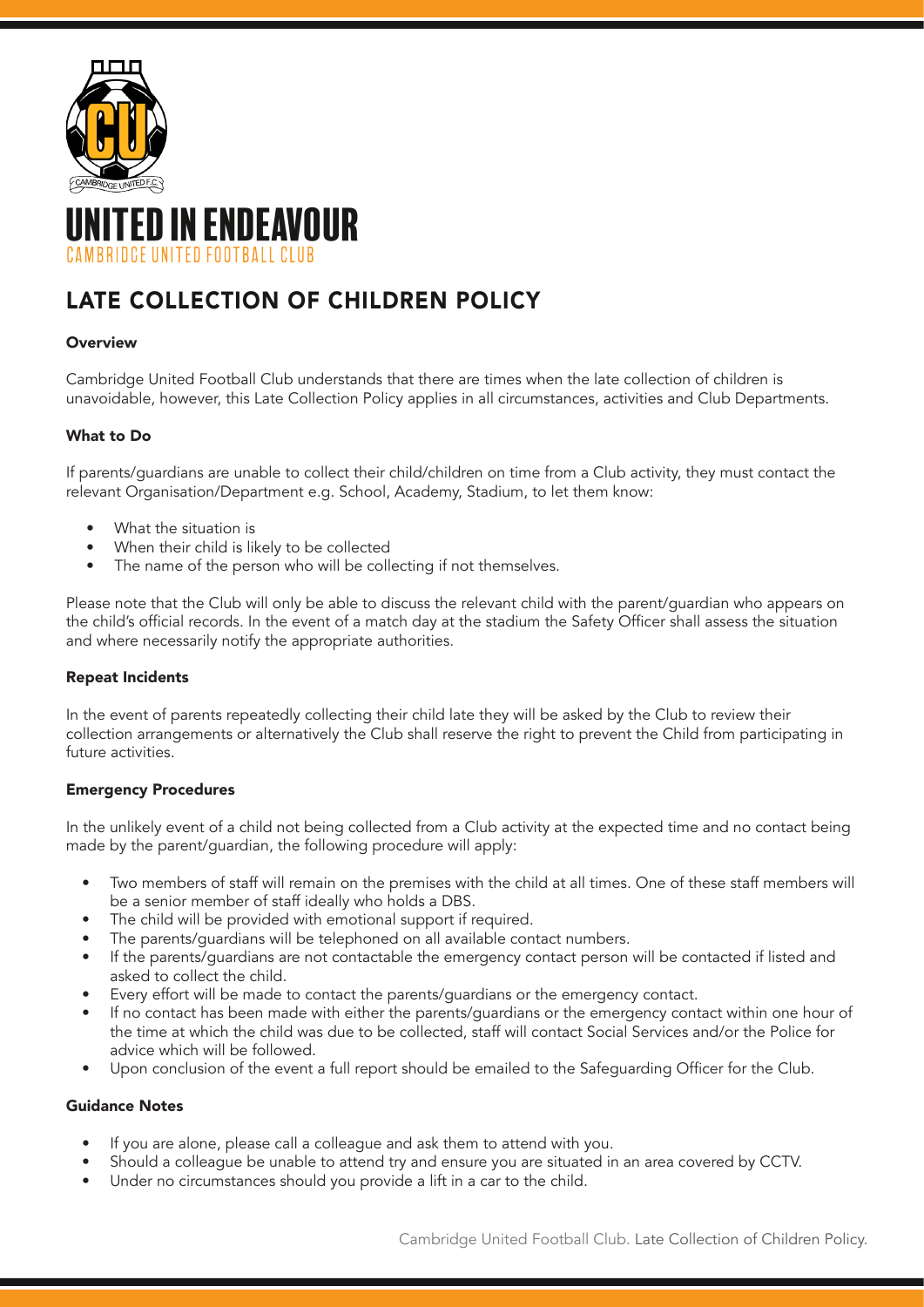# UNITED IN ENDEAVOUR

CAMBRIDGE UNITED FOOTBALL CLUB

## LATE COLLECTION OF CHILDREN POLICY

### Overview

Cambridge United Football Club understands that there are times when the late collection of children is unavoidable, however, this Late Collection Policy applies in all circumstances, activities and Club Departments.

### What to Do

If parents/guardians are unable to collect their child/children on time from a Club activity, they must contact the relevant Organisation/Department e.g. School, Academy, Stadium, to let them know:

- What the situation is
- When their child is likely to be collected
- The name of the person who will be collecting if not themselves.

Please note that the Club will only be able to discuss the relevant child with the parent/guardian who appears on the child's official records. In the event of a match day at the stadium the Safety Officer shall assess the situation and where necessarily notify the appropriate authorities.

### Repeat Incidents

In the event of parents repeatedly collecting their child late they will be asked by the Club to review their collection arrangements or alternatively the Club shall reserve the right to prevent the Child from participating in future activities.

### Emergency Procedures

In the unlikely event of a child not being collected from a Club activity at the expected time and no contact being made by the parent/guardian, the following procedure will apply:

- Two members of staff will remain on the premises with the child at all times. One of these staff members will be a senior member of staff ideally who holds a DBS.
- The child will be provided with emotional support if required.
- The parents/guardians will be telephoned on all available contact numbers.
- If the parents/guardians are not contactable the emergency contact person will be contacted if listed and asked to collect the child.
- Every effort will be made to contact the parents/guardians or the emergency contact.
- If no contact has been made with either the parents/guardians or the emergency contact within one hour of the time at which the child was due to be collected, staff will contact Social Services and/or the Police for advice which will be followed.
- Upon conclusion of the event a full report should be emailed to the Safeguarding Officer for the Club.

### Guidance Notes

- If you are alone, please call a colleague and ask them to attend with you.
- Should a colleague be unable to attend try and ensure you are situated in an area covered by CCTV.
- Under no circumstances should you provide a lift in a car to the child.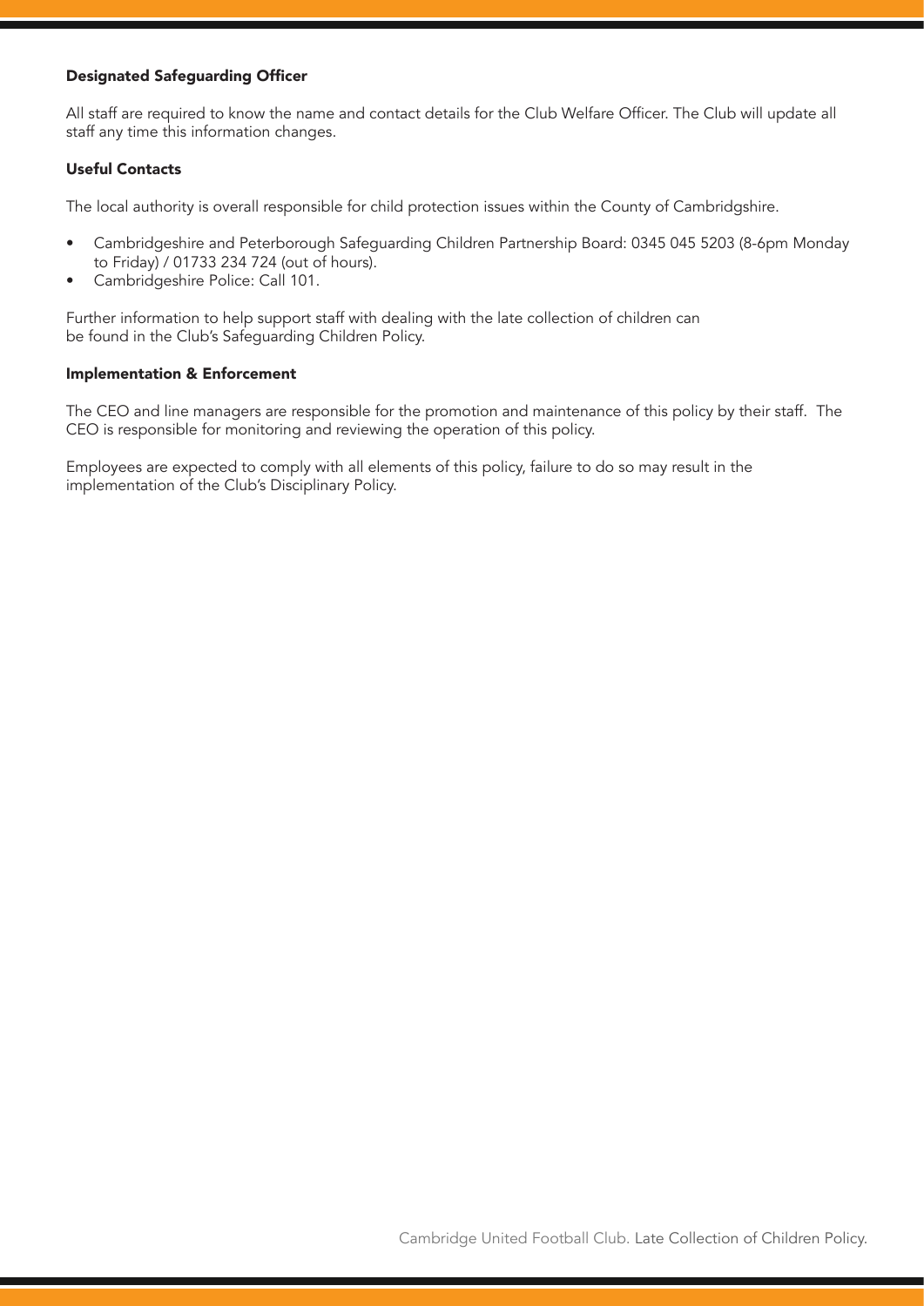**Designated Safeguarding Officer**

All staff are required to know the name and contact details for the Club Welfare Officer. The Club will update all staff any time this information changes.

**Useful Contacts**

The local authority is overall responsible for child protection issues within the County of Cambridgshire.

- Cambridgeshire and Peterborough Safeguarding Children Partnership Board: 0345 045 5203 (8-6pm Monday to Friday) / 01733 234 724 (out of hours).
- Cambridgeshire Police: Call 101.

Further information to help support staff with dealing with the late collection of children can be found in the Club's Safeguarding Children Policy.

**Implementation & Enforcement**

The CEO and line managers are responsible for the promotion and maintenance of this policy by their staff. The CEO is responsible for monitoring and reviewing the operation of this policy.

Employees are expected to comply with all elements of this policy, failure to do so may result in the implementation of the Club's Disciplinary Policy.